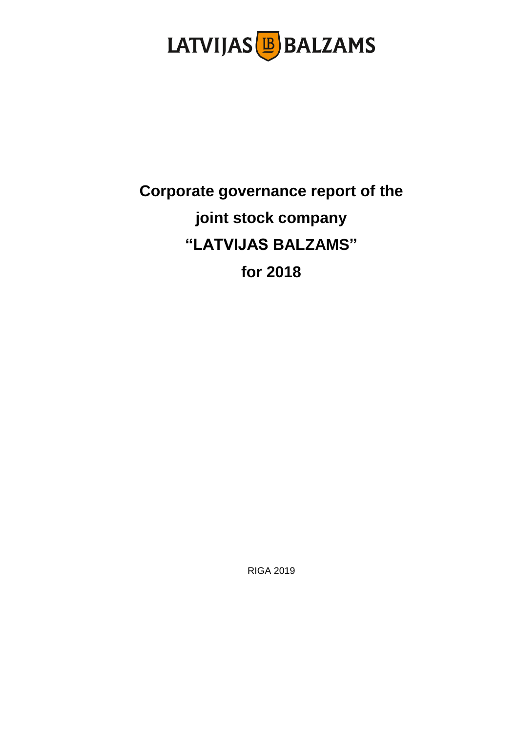LATVIJAS BALZAMS

# Corporate governance report of the joint stock company "LATVIJAS BALZAMS" for 2018

RIGA 2019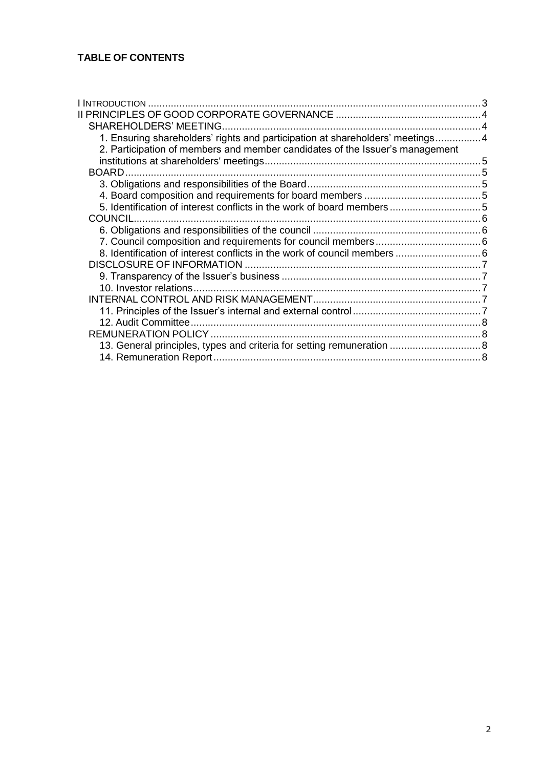**TABLE OF CONTENTS**

I INTRODUCTION .......... 3
II PRINCIPLES OF GOOD CORPORATE GOVERNANCE .......... 4
- SHAREHOLDERS' MEETING .......... 4
  - 1. Ensuring shareholders' rights and participation at shareholders' meetings .......... 4
  - 2. Participation of members and member candidates of the Issuer's management institutions at shareholders' meetings .......... 5
- BOARD .......... 5
  - 3. Obligations and responsibilities of the Board .......... 5
  - 4. Board composition and requirements for board members .......... 5
  - 5. Identification of interest conflicts in the work of board members .......... 5
- COUNCIL .......... 6
  - 6. Obligations and responsibilities of the council .......... 6
  - 7. Council composition and requirements for council members .......... 6
  - 8. Identification of interest conflicts in the work of council members .......... 6
- DISCLOSURE OF INFORMATION .......... 7
  - 9. Transparency of the Issuer's business .......... 7
  - 10. Investor relations .......... 7
- INTERNAL CONTROL AND RISK MANAGEMENT .......... 7
  - 11. Principles of the Issuer's internal and external control .......... 7
  - 12. Audit Committee .......... 8
- REMUNERATION POLICY .......... 8
  - 13. General principles, types and criteria for setting remuneration .......... 8
  - 14. Remuneration Report .......... 8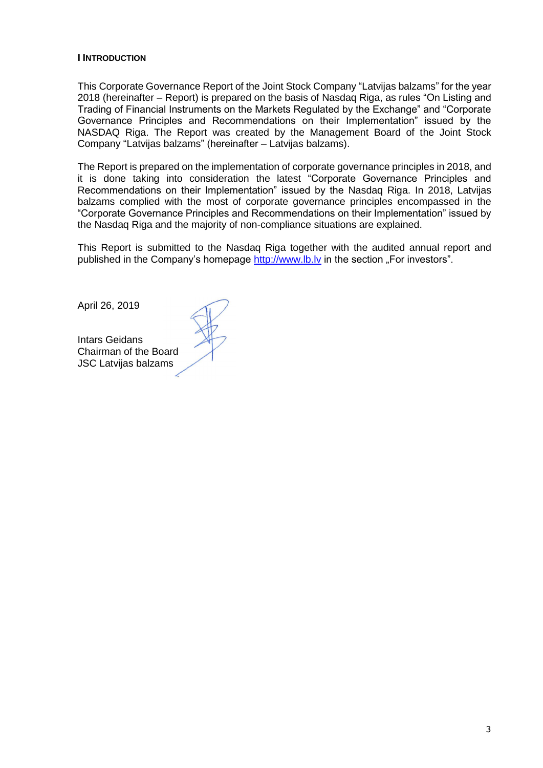## I INTRODUCTION

This Corporate Governance Report of the Joint Stock Company "Latvijas balzams" for the year 2018 (hereinafter – Report) is prepared on the basis of Nasdaq Riga, as rules "On Listing and Trading of Financial Instruments on the Markets Regulated by the Exchange" and "Corporate Governance Principles and Recommendations on their Implementation" issued by the NASDAQ Riga. The Report was created by the Management Board of the Joint Stock Company "Latvijas balzams" (hereinafter – Latvijas balzams).

The Report is prepared on the implementation of corporate governance principles in 2018, and it is done taking into consideration the latest "Corporate Governance Principles and Recommendations on their Implementation" issued by the Nasdaq Riga. In 2018, Latvijas balzams complied with the most of corporate governance principles encompassed in the "Corporate Governance Principles and Recommendations on their Implementation" issued by the Nasdaq Riga and the majority of non-compliance situations are explained.

This Report is submitted to the Nasdaq Riga together with the audited annual report and published in the Company's homepage http://www.lb.lv in the section „For investors".

April 26, 2019

Intars Geidans
Chairman of the Board
JSC Latvijas balzams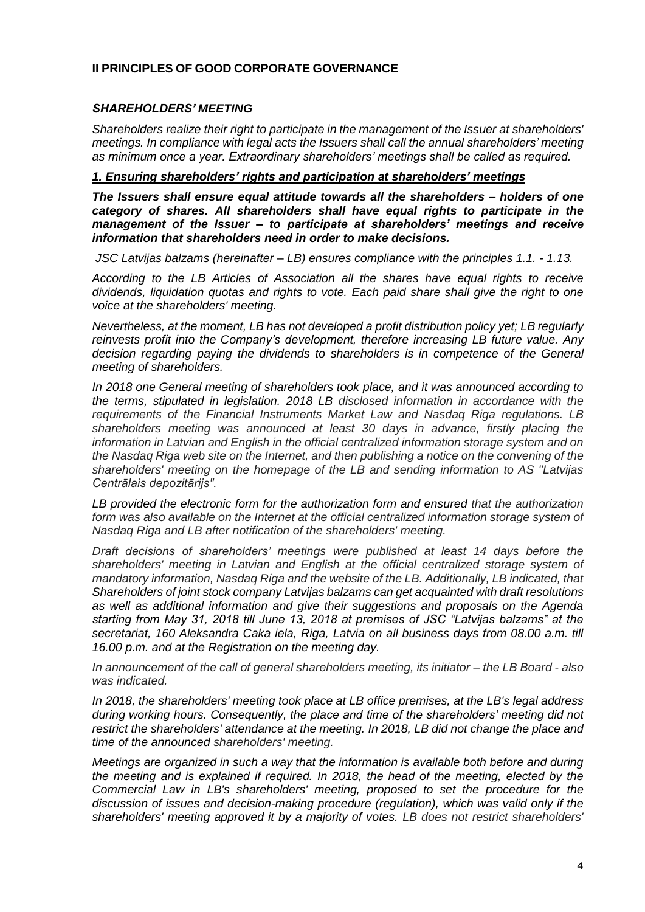## II PRINCIPLES OF GOOD CORPORATE GOVERNANCE

### *SHAREHOLDERS' MEETING*

*Shareholders realize their right to participate in the management of the Issuer at shareholders' meetings. In compliance with legal acts the Issuers shall call the annual shareholders' meeting as minimum once a year. Extraordinary shareholders' meetings shall be called as required.*

#### ***1. Ensuring shareholders' rights and participation at shareholders' meetings***

***The Issuers shall ensure equal attitude towards all the shareholders – holders of one category of shares. All shareholders shall have equal rights to participate in the management of the Issuer – to participate at shareholders' meetings and receive information that shareholders need in order to make decisions.***

*JSC Latvijas balzams (hereinafter – LB) ensures compliance with the principles 1.1. - 1.13.*

*According to the LB Articles of Association all the shares have equal rights to receive dividends, liquidation quotas and rights to vote. Each paid share shall give the right to one voice at the shareholders' meeting.*

*Nevertheless, at the moment, LB has not developed a profit distribution policy yet; LB regularly reinvests profit into the Company's development, therefore increasing LB future value. Any decision regarding paying the dividends to shareholders is in competence of the General meeting of shareholders.*

*In 2018 one General meeting of shareholders took place, and it was announced according to the terms, stipulated in legislation. 2018 LB disclosed information in accordance with the requirements of the Financial Instruments Market Law and Nasdaq Riga regulations. LB shareholders meeting was announced at least 30 days in advance, firstly placing the information in Latvian and English in the official centralized information storage system and on the Nasdaq Riga web site on the Internet, and then publishing a notice on the convening of the shareholders' meeting on the homepage of the LB and sending information to AS "Latvijas Centrālais depozitārijs".*

*LB provided the electronic form for the authorization form and ensured that the authorization form was also available on the Internet at the official centralized information storage system of Nasdaq Riga and LB after notification of the shareholders' meeting.*

*Draft decisions of shareholders' meetings were published at least 14 days before the shareholders' meeting in Latvian and English at the official centralized storage system of mandatory information, Nasdaq Riga and the website of the LB. Additionally, LB indicated, that Shareholders of joint stock company Latvijas balzams can get acquainted with draft resolutions as well as additional information and give their suggestions and proposals on the Agenda starting from May 31, 2018 till June 13, 2018 at premises of JSC "Latvijas balzams" at the secretariat, 160 Aleksandra Caka iela, Riga, Latvia on all business days from 08.00 a.m. till 16.00 p.m. and at the Registration on the meeting day.*

*In announcement of the call of general shareholders meeting, its initiator – the LB Board - also was indicated.*

*In 2018, the shareholders' meeting took place at LB office premises, at the LB's legal address during working hours. Consequently, the place and time of the shareholders' meeting did not restrict the shareholders' attendance at the meeting. In 2018, LB did not change the place and time of the announced shareholders' meeting.*

*Meetings are organized in such a way that the information is available both before and during the meeting and is explained if required. In 2018, the head of the meeting, elected by the Commercial Law in LB's shareholders' meeting, proposed to set the procedure for the discussion of issues and decision-making procedure (regulation), which was valid only if the shareholders' meeting approved it by a majority of votes. LB does not restrict shareholders'*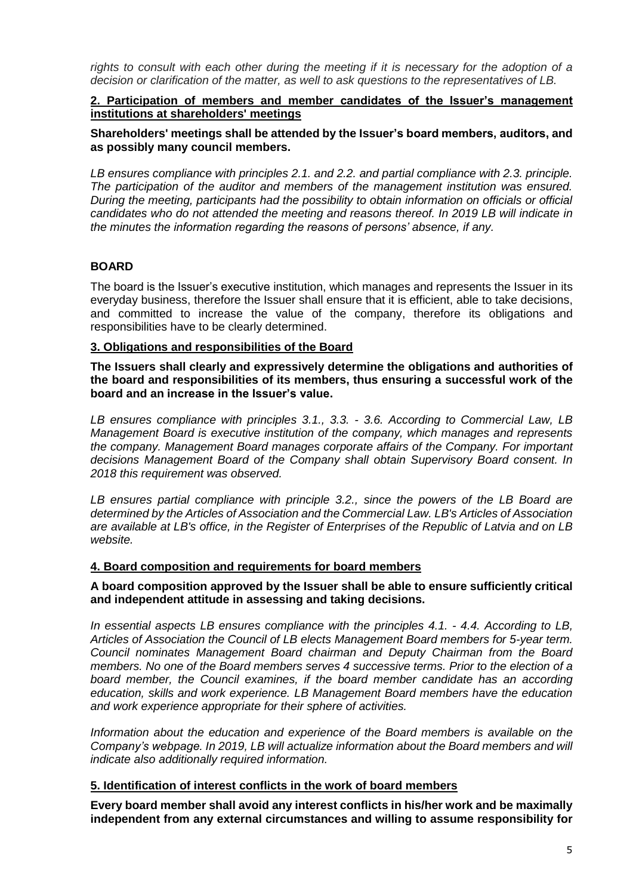*rights to consult with each other during the meeting if it is necessary for the adoption of a decision or clarification of the matter, as well to ask questions to the representatives of LB.*

**2. Participation of members and member candidates of the Issuer's management institutions at shareholders' meetings**

**Shareholders' meetings shall be attended by the Issuer's board members, auditors, and as possibly many council members.**

*LB ensures compliance with principles 2.1. and 2.2. and partial compliance with 2.3. principle. The participation of the auditor and members of the management institution was ensured. During the meeting, participants had the possibility to obtain information on officials or official candidates who do not attended the meeting and reasons thereof. In 2019 LB will indicate in the minutes the information regarding the reasons of persons' absence, if any.*

## BOARD

The board is the Issuer's executive institution, which manages and represents the Issuer in its everyday business, therefore the Issuer shall ensure that it is efficient, able to take decisions, and committed to increase the value of the company, therefore its obligations and responsibilities have to be clearly determined.

**3. Obligations and responsibilities of the Board**

**The Issuers shall clearly and expressively determine the obligations and authorities of the board and responsibilities of its members, thus ensuring a successful work of the board and an increase in the Issuer's value.**

*LB ensures compliance with principles 3.1., 3.3. - 3.6. According to Commercial Law, LB Management Board is executive institution of the company, which manages and represents the company. Management Board manages corporate affairs of the Company. For important decisions Management Board of the Company shall obtain Supervisory Board consent. In 2018 this requirement was observed.*

*LB ensures partial compliance with principle 3.2., since the powers of the LB Board are determined by the Articles of Association and the Commercial Law. LB's Articles of Association are available at LB's office, in the Register of Enterprises of the Republic of Latvia and on LB website.*

**4. Board composition and requirements for board members**

**A board composition approved by the Issuer shall be able to ensure sufficiently critical and independent attitude in assessing and taking decisions.**

*In essential aspects LB ensures compliance with the principles 4.1. - 4.4. According to LB, Articles of Association the Council of LB elects Management Board members for 5-year term. Council nominates Management Board chairman and Deputy Chairman from the Board members. No one of the Board members serves 4 successive terms. Prior to the election of a board member, the Council examines, if the board member candidate has an according education, skills and work experience. LB Management Board members have the education and work experience appropriate for their sphere of activities.*

*Information about the education and experience of the Board members is available on the Company's webpage. In 2019, LB will actualize information about the Board members and will indicate also additionally required information.*

**5. Identification of interest conflicts in the work of board members**

**Every board member shall avoid any interest conflicts in his/her work and be maximally independent from any external circumstances and willing to assume responsibility for**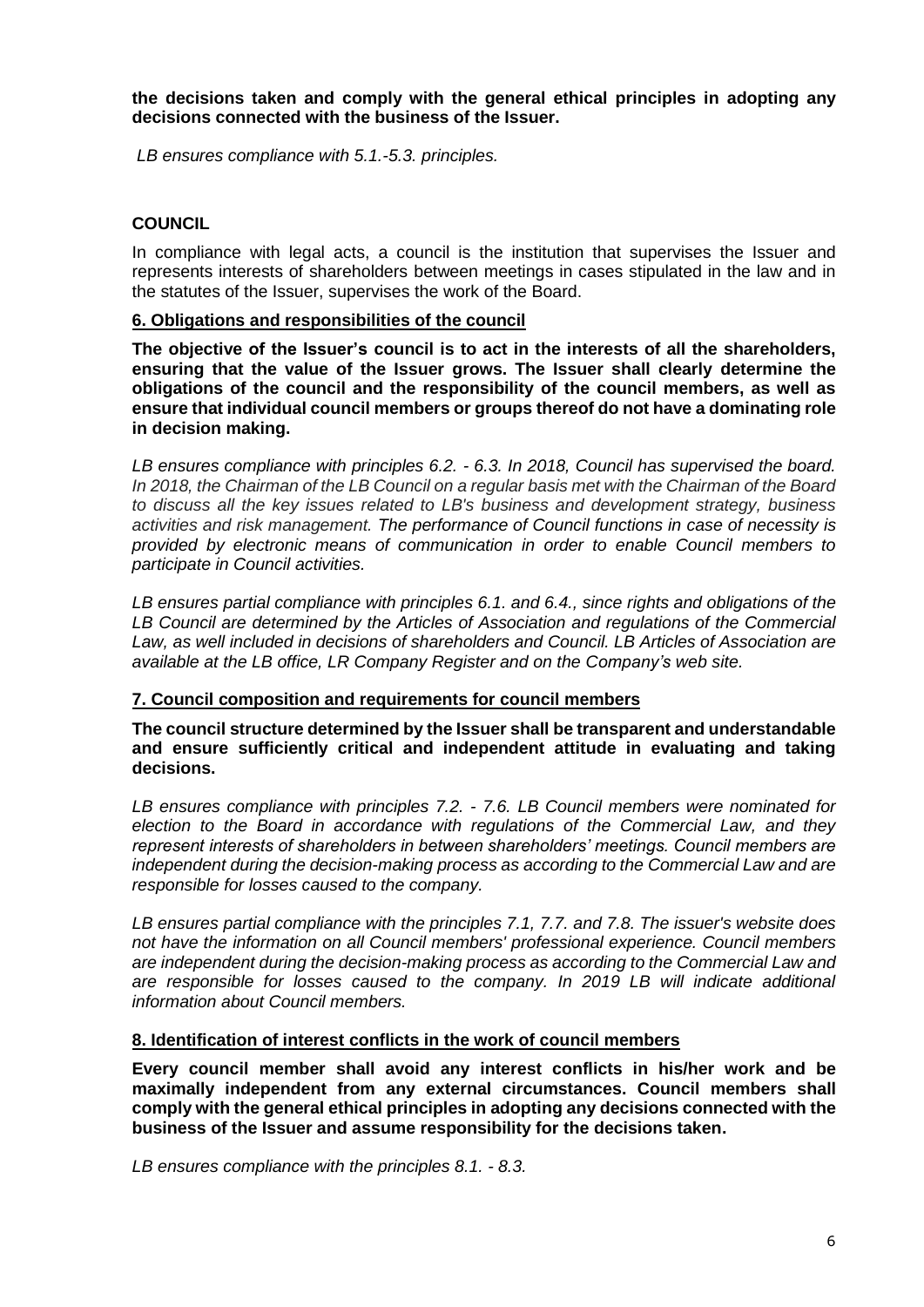**the decisions taken and comply with the general ethical principles in adopting any decisions connected with the business of the Issuer.**

*LB ensures compliance with 5.1.-5.3. principles.*

## COUNCIL

In compliance with legal acts, a council is the institution that supervises the Issuer and represents interests of shareholders between meetings in cases stipulated in the law and in the statutes of the Issuer, supervises the work of the Board.

### 6. Obligations and responsibilities of the council

**The objective of the Issuer's council is to act in the interests of all the shareholders, ensuring that the value of the Issuer grows. The Issuer shall clearly determine the obligations of the council and the responsibility of the council members, as well as ensure that individual council members or groups thereof do not have a dominating role in decision making.**

*LB ensures compliance with principles 6.2. - 6.3. In 2018, Council has supervised the board. In 2018, the Chairman of the LB Council on a regular basis met with the Chairman of the Board to discuss all the key issues related to LB's business and development strategy, business activities and risk management. The performance of Council functions in case of necessity is provided by electronic means of communication in order to enable Council members to participate in Council activities.*

*LB ensures partial compliance with principles 6.1. and 6.4., since rights and obligations of the LB Council are determined by the Articles of Association and regulations of the Commercial Law, as well included in decisions of shareholders and Council. LB Articles of Association are available at the LB office, LR Company Register and on the Company's web site.*

### 7. Council composition and requirements for council members

**The council structure determined by the Issuer shall be transparent and understandable and ensure sufficiently critical and independent attitude in evaluating and taking decisions.**

*LB ensures compliance with principles 7.2. - 7.6. LB Council members were nominated for election to the Board in accordance with regulations of the Commercial Law, and they represent interests of shareholders in between shareholders' meetings. Council members are independent during the decision-making process as according to the Commercial Law and are responsible for losses caused to the company.*

*LB ensures partial compliance with the principles 7.1, 7.7. and 7.8. The issuer's website does not have the information on all Council members' professional experience. Council members are independent during the decision-making process as according to the Commercial Law and are responsible for losses caused to the company. In 2019 LB will indicate additional information about Council members.*

### 8. Identification of interest conflicts in the work of council members

**Every council member shall avoid any interest conflicts in his/her work and be maximally independent from any external circumstances. Council members shall comply with the general ethical principles in adopting any decisions connected with the business of the Issuer and assume responsibility for the decisions taken.**

*LB ensures compliance with the principles 8.1. - 8.3.*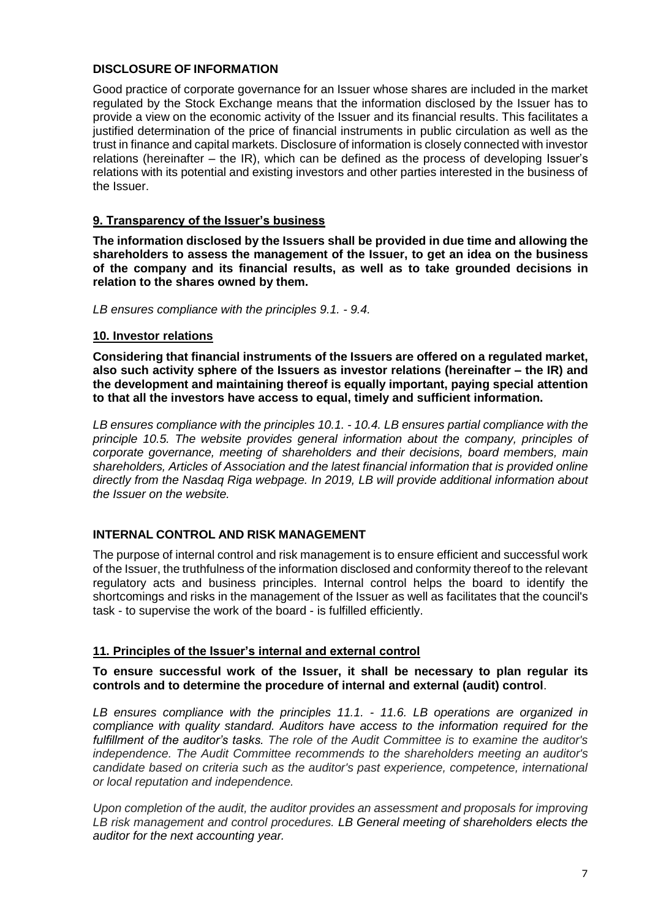## DISCLOSURE OF INFORMATION

Good practice of corporate governance for an Issuer whose shares are included in the market regulated by the Stock Exchange means that the information disclosed by the Issuer has to provide a view on the economic activity of the Issuer and its financial results. This facilitates a justified determination of the price of financial instruments in public circulation as well as the trust in finance and capital markets. Disclosure of information is closely connected with investor relations (hereinafter – the IR), which can be defined as the process of developing Issuer's relations with its potential and existing investors and other parties interested in the business of the Issuer.

### 9. Transparency of the Issuer's business

**The information disclosed by the Issuers shall be provided in due time and allowing the shareholders to assess the management of the Issuer, to get an idea on the business of the company and its financial results, as well as to take grounded decisions in relation to the shares owned by them.**

*LB ensures compliance with the principles 9.1. - 9.4.*

### 10. Investor relations

**Considering that financial instruments of the Issuers are offered on a regulated market, also such activity sphere of the Issuers as investor relations (hereinafter – the IR) and the development and maintaining thereof is equally important, paying special attention to that all the investors have access to equal, timely and sufficient information.**

*LB ensures compliance with the principles 10.1. - 10.4. LB ensures partial compliance with the principle 10.5. The website provides general information about the company, principles of corporate governance, meeting of shareholders and their decisions, board members, main shareholders, Articles of Association and the latest financial information that is provided online directly from the Nasdaq Riga webpage. In 2019, LB will provide additional information about the Issuer on the website.*

## INTERNAL CONTROL AND RISK MANAGEMENT

The purpose of internal control and risk management is to ensure efficient and successful work of the Issuer, the truthfulness of the information disclosed and conformity thereof to the relevant regulatory acts and business principles. Internal control helps the board to identify the shortcomings and risks in the management of the Issuer as well as facilitates that the council's task - to supervise the work of the board - is fulfilled efficiently.

### 11. Principles of the Issuer's internal and external control

**To ensure successful work of the Issuer, it shall be necessary to plan regular its controls and to determine the procedure of internal and external (audit) control**.

*LB ensures compliance with the principles 11.1. - 11.6. LB operations are organized in compliance with quality standard. Auditors have access to the information required for the fulfillment of the auditor's tasks. The role of the Audit Committee is to examine the auditor's independence. The Audit Committee recommends to the shareholders meeting an auditor's candidate based on criteria such as the auditor's past experience, competence, international or local reputation and independence.*

*Upon completion of the audit, the auditor provides an assessment and proposals for improving LB risk management and control procedures. LB General meeting of shareholders elects the auditor for the next accounting year.*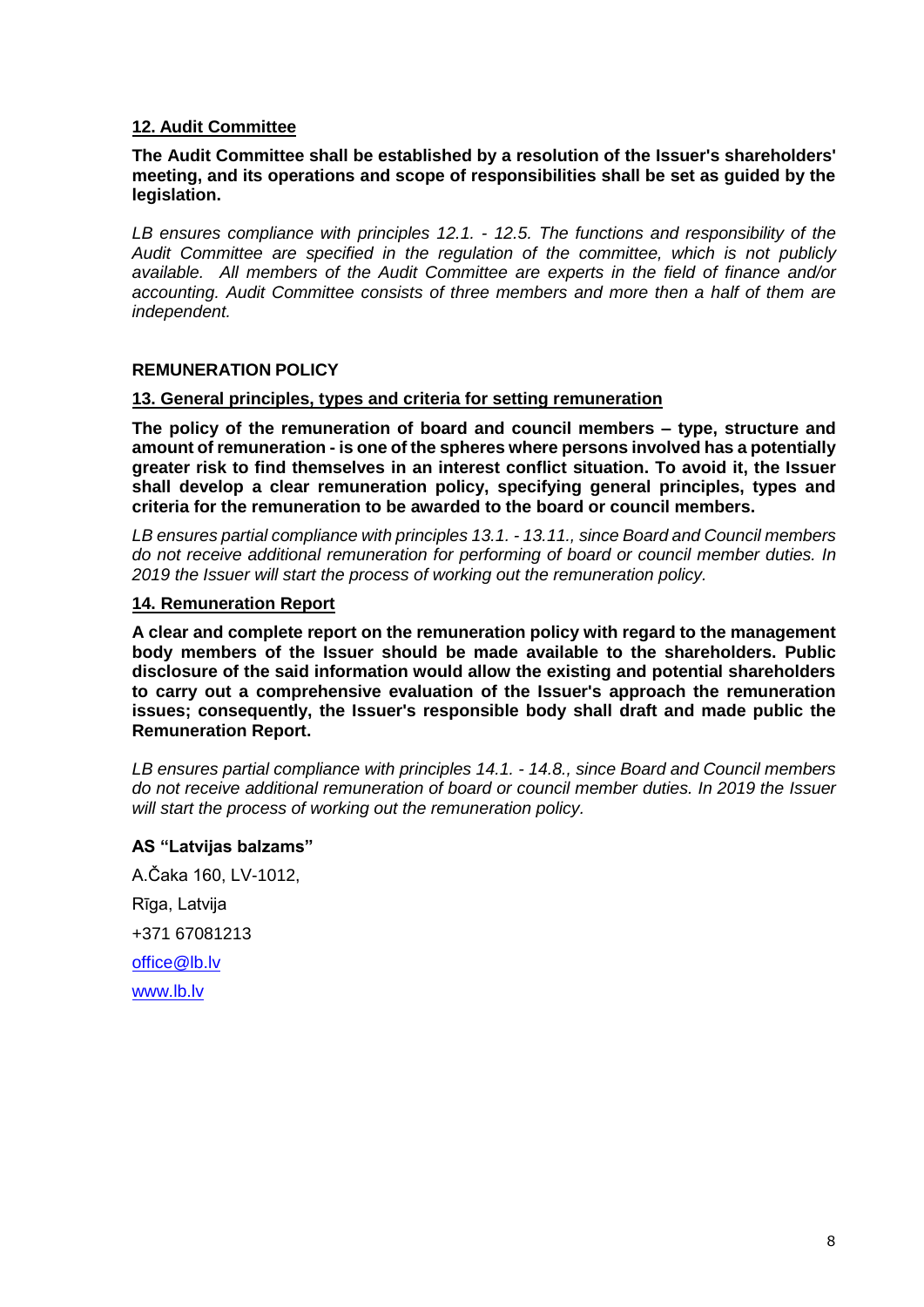### 12. Audit Committee

**The Audit Committee shall be established by a resolution of the Issuer's shareholders' meeting, and its operations and scope of responsibilities shall be set as guided by the legislation.**

*LB ensures compliance with principles 12.1. - 12.5. The functions and responsibility of the Audit Committee are specified in the regulation of the committee, which is not publicly available. All members of the Audit Committee are experts in the field of finance and/or accounting. Audit Committee consists of three members and more then a half of them are independent.*

## REMUNERATION POLICY

### 13. General principles, types and criteria for setting remuneration

**The policy of the remuneration of board and council members – type, structure and amount of remuneration - is one of the spheres where persons involved has a potentially greater risk to find themselves in an interest conflict situation. To avoid it, the Issuer shall develop a clear remuneration policy, specifying general principles, types and criteria for the remuneration to be awarded to the board or council members.**

*LB ensures partial compliance with principles 13.1. - 13.11., since Board and Council members do not receive additional remuneration for performing of board or council member duties. In 2019 the Issuer will start the process of working out the remuneration policy.*

### 14. Remuneration Report

**A clear and complete report on the remuneration policy with regard to the management body members of the Issuer should be made available to the shareholders. Public disclosure of the said information would allow the existing and potential shareholders to carry out a comprehensive evaluation of the Issuer's approach the remuneration issues; consequently, the Issuer's responsible body shall draft and made public the Remuneration Report.**

*LB ensures partial compliance with principles 14.1. - 14.8., since Board and Council members do not receive additional remuneration of board or council member duties. In 2019 the Issuer will start the process of working out the remuneration policy.*

**AS "Latvijas balzams"**

A.Čaka 160, LV-1012,

Rīga, Latvija

+371 67081213

office@lb.lv

www.lb.lv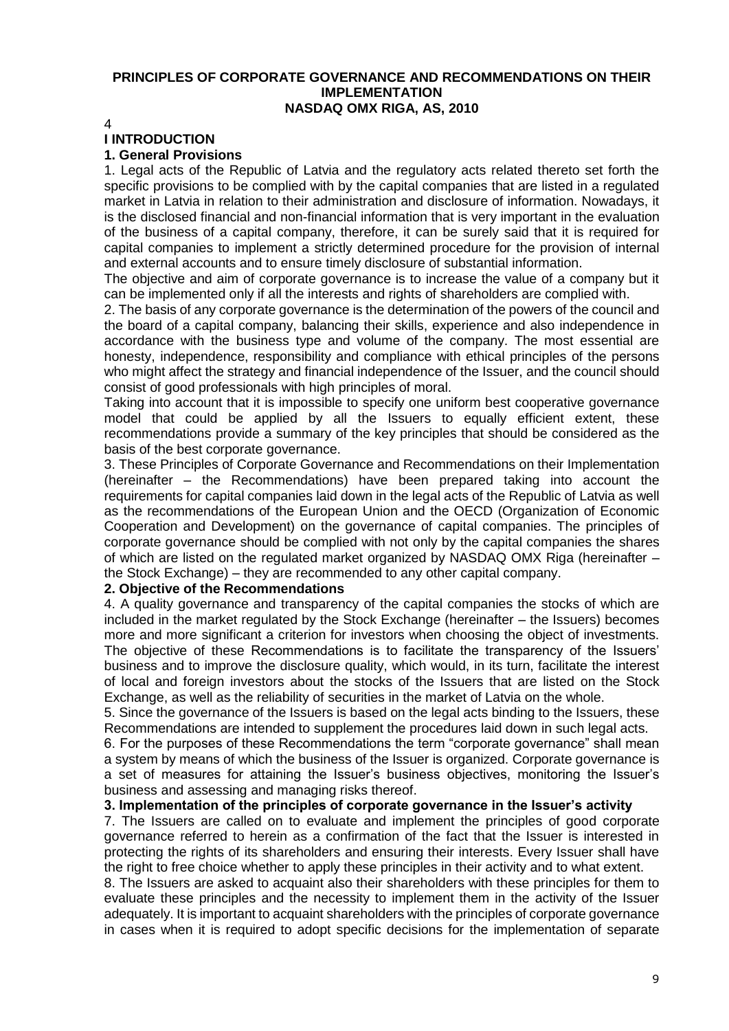**PRINCIPLES OF CORPORATE GOVERNANCE AND RECOMMENDATIONS ON THEIR IMPLEMENTATION**
**NASDAQ OMX RIGA, AS, 2010**

4

## I INTRODUCTION

### 1. General Provisions

1. Legal acts of the Republic of Latvia and the regulatory acts related thereto set forth the specific provisions to be complied with by the capital companies that are listed in a regulated market in Latvia in relation to their administration and disclosure of information. Nowadays, it is the disclosed financial and non-financial information that is very important in the evaluation of the business of a capital company, therefore, it can be surely said that it is required for capital companies to implement a strictly determined procedure for the provision of internal and external accounts and to ensure timely disclosure of substantial information.

The objective and aim of corporate governance is to increase the value of a company but it can be implemented only if all the interests and rights of shareholders are complied with.

2. The basis of any corporate governance is the determination of the powers of the council and the board of a capital company, balancing their skills, experience and also independence in accordance with the business type and volume of the company. The most essential are honesty, independence, responsibility and compliance with ethical principles of the persons who might affect the strategy and financial independence of the Issuer, and the council should consist of good professionals with high principles of moral.

Taking into account that it is impossible to specify one uniform best cooperative governance model that could be applied by all the Issuers to equally efficient extent, these recommendations provide a summary of the key principles that should be considered as the basis of the best corporate governance.

3. These Principles of Corporate Governance and Recommendations on their Implementation (hereinafter – the Recommendations) have been prepared taking into account the requirements for capital companies laid down in the legal acts of the Republic of Latvia as well as the recommendations of the European Union and the OECD (Organization of Economic Cooperation and Development) on the governance of capital companies. The principles of corporate governance should be complied with not only by the capital companies the shares of which are listed on the regulated market organized by NASDAQ OMX Riga (hereinafter – the Stock Exchange) – they are recommended to any other capital company.

### 2. Objective of the Recommendations

4. A quality governance and transparency of the capital companies the stocks of which are included in the market regulated by the Stock Exchange (hereinafter – the Issuers) becomes more and more significant a criterion for investors when choosing the object of investments. The objective of these Recommendations is to facilitate the transparency of the Issuers' business and to improve the disclosure quality, which would, in its turn, facilitate the interest of local and foreign investors about the stocks of the Issuers that are listed on the Stock Exchange, as well as the reliability of securities in the market of Latvia on the whole.

5. Since the governance of the Issuers is based on the legal acts binding to the Issuers, these Recommendations are intended to supplement the procedures laid down in such legal acts.

6. For the purposes of these Recommendations the term "corporate governance" shall mean a system by means of which the business of the Issuer is organized. Corporate governance is a set of measures for attaining the Issuer's business objectives, monitoring the Issuer's business and assessing and managing risks thereof.

### 3. Implementation of the principles of corporate governance in the Issuer's activity

7. The Issuers are called on to evaluate and implement the principles of good corporate governance referred to herein as a confirmation of the fact that the Issuer is interested in protecting the rights of its shareholders and ensuring their interests. Every Issuer shall have the right to free choice whether to apply these principles in their activity and to what extent.

8. The Issuers are asked to acquaint also their shareholders with these principles for them to evaluate these principles and the necessity to implement them in the activity of the Issuer adequately. It is important to acquaint shareholders with the principles of corporate governance in cases when it is required to adopt specific decisions for the implementation of separate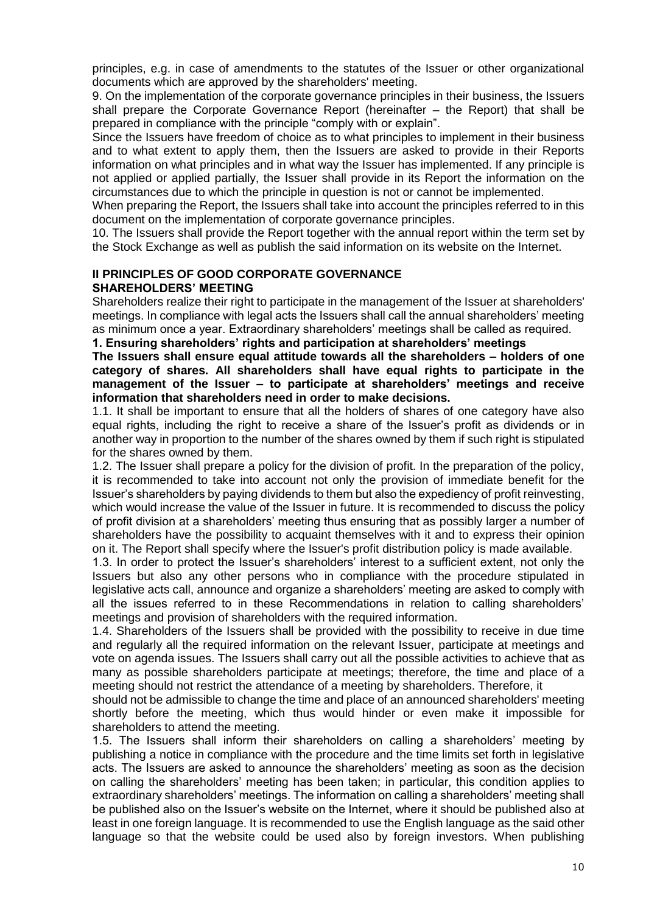principles, e.g. in case of amendments to the statutes of the Issuer or other organizational documents which are approved by the shareholders' meeting.

9. On the implementation of the corporate governance principles in their business, the Issuers shall prepare the Corporate Governance Report (hereinafter – the Report) that shall be prepared in compliance with the principle "comply with or explain".

Since the Issuers have freedom of choice as to what principles to implement in their business and to what extent to apply them, then the Issuers are asked to provide in their Reports information on what principles and in what way the Issuer has implemented. If any principle is not applied or applied partially, the Issuer shall provide in its Report the information on the circumstances due to which the principle in question is not or cannot be implemented.

When preparing the Report, the Issuers shall take into account the principles referred to in this document on the implementation of corporate governance principles.

10. The Issuers shall provide the Report together with the annual report within the term set by the Stock Exchange as well as publish the said information on its website on the Internet.

## II PRINCIPLES OF GOOD CORPORATE GOVERNANCE

### SHAREHOLDERS' MEETING

Shareholders realize their right to participate in the management of the Issuer at shareholders' meetings. In compliance with legal acts the Issuers shall call the annual shareholders' meeting as minimum once a year. Extraordinary shareholders' meetings shall be called as required.

**1. Ensuring shareholders' rights and participation at shareholders' meetings**

**The Issuers shall ensure equal attitude towards all the shareholders – holders of one category of shares. All shareholders shall have equal rights to participate in the management of the Issuer – to participate at shareholders' meetings and receive information that shareholders need in order to make decisions.**

1.1. It shall be important to ensure that all the holders of shares of one category have also equal rights, including the right to receive a share of the Issuer's profit as dividends or in another way in proportion to the number of the shares owned by them if such right is stipulated for the shares owned by them.

1.2. The Issuer shall prepare a policy for the division of profit. In the preparation of the policy, it is recommended to take into account not only the provision of immediate benefit for the Issuer's shareholders by paying dividends to them but also the expediency of profit reinvesting, which would increase the value of the Issuer in future. It is recommended to discuss the policy of profit division at a shareholders' meeting thus ensuring that as possibly larger a number of shareholders have the possibility to acquaint themselves with it and to express their opinion on it. The Report shall specify where the Issuer's profit distribution policy is made available.

1.3. In order to protect the Issuer's shareholders' interest to a sufficient extent, not only the Issuers but also any other persons who in compliance with the procedure stipulated in legislative acts call, announce and organize a shareholders' meeting are asked to comply with all the issues referred to in these Recommendations in relation to calling shareholders' meetings and provision of shareholders with the required information.

1.4. Shareholders of the Issuers shall be provided with the possibility to receive in due time and regularly all the required information on the relevant Issuer, participate at meetings and vote on agenda issues. The Issuers shall carry out all the possible activities to achieve that as many as possible shareholders participate at meetings; therefore, the time and place of a meeting should not restrict the attendance of a meeting by shareholders. Therefore, it should not be admissible to change the time and place of an announced shareholders' meeting shortly before the meeting, which thus would hinder or even make it impossible for shareholders to attend the meeting.

1.5. The Issuers shall inform their shareholders on calling a shareholders' meeting by publishing a notice in compliance with the procedure and the time limits set forth in legislative acts. The Issuers are asked to announce the shareholders' meeting as soon as the decision on calling the shareholders' meeting has been taken; in particular, this condition applies to extraordinary shareholders' meetings. The information on calling a shareholders' meeting shall be published also on the Issuer's website on the Internet, where it should be published also at least in one foreign language. It is recommended to use the English language as the said other language so that the website could be used also by foreign investors. When publishing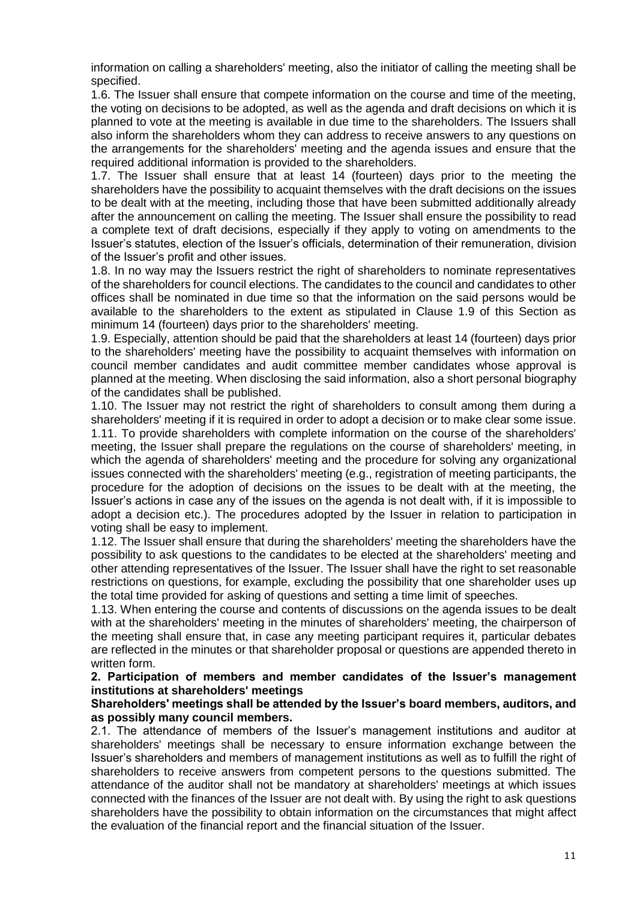information on calling a shareholders' meeting, also the initiator of calling the meeting shall be specified.

1.6. The Issuer shall ensure that compete information on the course and time of the meeting, the voting on decisions to be adopted, as well as the agenda and draft decisions on which it is planned to vote at the meeting is available in due time to the shareholders. The Issuers shall also inform the shareholders whom they can address to receive answers to any questions on the arrangements for the shareholders' meeting and the agenda issues and ensure that the required additional information is provided to the shareholders.

1.7. The Issuer shall ensure that at least 14 (fourteen) days prior to the meeting the shareholders have the possibility to acquaint themselves with the draft decisions on the issues to be dealt with at the meeting, including those that have been submitted additionally already after the announcement on calling the meeting. The Issuer shall ensure the possibility to read a complete text of draft decisions, especially if they apply to voting on amendments to the Issuer's statutes, election of the Issuer's officials, determination of their remuneration, division of the Issuer's profit and other issues.

1.8. In no way may the Issuers restrict the right of shareholders to nominate representatives of the shareholders for council elections. The candidates to the council and candidates to other offices shall be nominated in due time so that the information on the said persons would be available to the shareholders to the extent as stipulated in Clause 1.9 of this Section as minimum 14 (fourteen) days prior to the shareholders' meeting.

1.9. Especially, attention should be paid that the shareholders at least 14 (fourteen) days prior to the shareholders' meeting have the possibility to acquaint themselves with information on council member candidates and audit committee member candidates whose approval is planned at the meeting. When disclosing the said information, also a short personal biography of the candidates shall be published.

1.10. The Issuer may not restrict the right of shareholders to consult among them during a shareholders' meeting if it is required in order to adopt a decision or to make clear some issue.

1.11. To provide shareholders with complete information on the course of the shareholders' meeting, the Issuer shall prepare the regulations on the course of shareholders' meeting, in which the agenda of shareholders' meeting and the procedure for solving any organizational issues connected with the shareholders' meeting (e.g., registration of meeting participants, the procedure for the adoption of decisions on the issues to be dealt with at the meeting, the Issuer's actions in case any of the issues on the agenda is not dealt with, if it is impossible to adopt a decision etc.). The procedures adopted by the Issuer in relation to participation in voting shall be easy to implement.

1.12. The Issuer shall ensure that during the shareholders' meeting the shareholders have the possibility to ask questions to the candidates to be elected at the shareholders' meeting and other attending representatives of the Issuer. The Issuer shall have the right to set reasonable restrictions on questions, for example, excluding the possibility that one shareholder uses up the total time provided for asking of questions and setting a time limit of speeches.

1.13. When entering the course and contents of discussions on the agenda issues to be dealt with at the shareholders' meeting in the minutes of shareholders' meeting, the chairperson of the meeting shall ensure that, in case any meeting participant requires it, particular debates are reflected in the minutes or that shareholder proposal or questions are appended thereto in written form.

**2. Participation of members and member candidates of the Issuer's management institutions at shareholders' meetings**

**Shareholders' meetings shall be attended by the Issuer's board members, auditors, and as possibly many council members.**

2.1. The attendance of members of the Issuer's management institutions and auditor at shareholders' meetings shall be necessary to ensure information exchange between the Issuer's shareholders and members of management institutions as well as to fulfill the right of shareholders to receive answers from competent persons to the questions submitted. The attendance of the auditor shall not be mandatory at shareholders' meetings at which issues connected with the finances of the Issuer are not dealt with. By using the right to ask questions shareholders have the possibility to obtain information on the circumstances that might affect the evaluation of the financial report and the financial situation of the Issuer.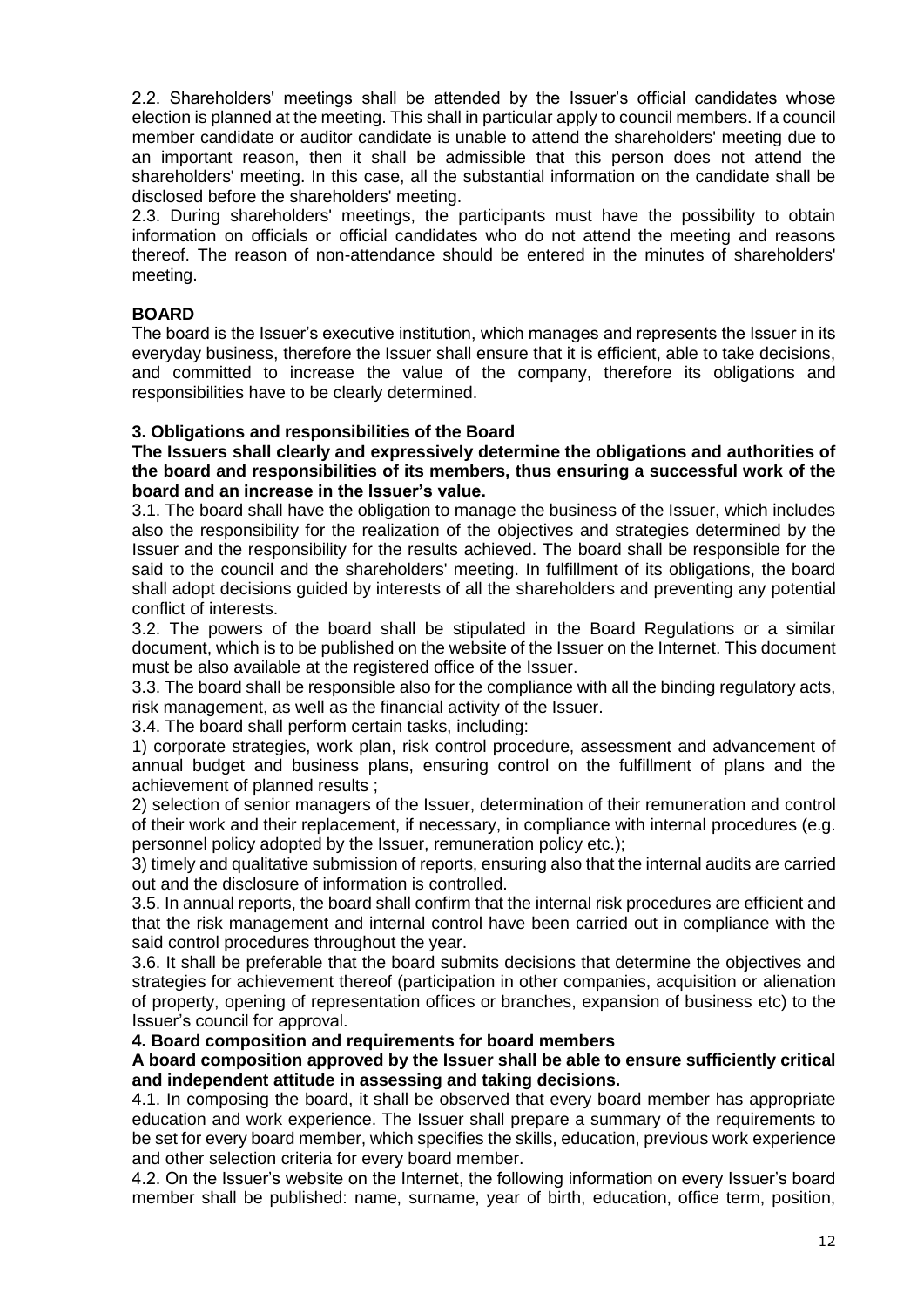2.2. Shareholders' meetings shall be attended by the Issuer's official candidates whose election is planned at the meeting. This shall in particular apply to council members. If a council member candidate or auditor candidate is unable to attend the shareholders' meeting due to an important reason, then it shall be admissible that this person does not attend the shareholders' meeting. In this case, all the substantial information on the candidate shall be disclosed before the shareholders' meeting.

2.3. During shareholders' meetings, the participants must have the possibility to obtain information on officials or official candidates who do not attend the meeting and reasons thereof. The reason of non-attendance should be entered in the minutes of shareholders' meeting.

## BOARD

The board is the Issuer's executive institution, which manages and represents the Issuer in its everyday business, therefore the Issuer shall ensure that it is efficient, able to take decisions, and committed to increase the value of the company, therefore its obligations and responsibilities have to be clearly determined.

### 3. Obligations and responsibilities of the Board

**The Issuers shall clearly and expressively determine the obligations and authorities of the board and responsibilities of its members, thus ensuring a successful work of the board and an increase in the Issuer's value.**

3.1. The board shall have the obligation to manage the business of the Issuer, which includes also the responsibility for the realization of the objectives and strategies determined by the Issuer and the responsibility for the results achieved. The board shall be responsible for the said to the council and the shareholders' meeting. In fulfillment of its obligations, the board shall adopt decisions guided by interests of all the shareholders and preventing any potential conflict of interests.

3.2. The powers of the board shall be stipulated in the Board Regulations or a similar document, which is to be published on the website of the Issuer on the Internet. This document must be also available at the registered office of the Issuer.

3.3. The board shall be responsible also for the compliance with all the binding regulatory acts, risk management, as well as the financial activity of the Issuer.

3.4. The board shall perform certain tasks, including:

1) corporate strategies, work plan, risk control procedure, assessment and advancement of annual budget and business plans, ensuring control on the fulfillment of plans and the achievement of planned results ;

2) selection of senior managers of the Issuer, determination of their remuneration and control of their work and their replacement, if necessary, in compliance with internal procedures (e.g. personnel policy adopted by the Issuer, remuneration policy etc.);

3) timely and qualitative submission of reports, ensuring also that the internal audits are carried out and the disclosure of information is controlled.

3.5. In annual reports, the board shall confirm that the internal risk procedures are efficient and that the risk management and internal control have been carried out in compliance with the said control procedures throughout the year.

3.6. It shall be preferable that the board submits decisions that determine the objectives and strategies for achievement thereof (participation in other companies, acquisition or alienation of property, opening of representation offices or branches, expansion of business etc) to the Issuer's council for approval.

### 4. Board composition and requirements for board members

**A board composition approved by the Issuer shall be able to ensure sufficiently critical and independent attitude in assessing and taking decisions.**

4.1. In composing the board, it shall be observed that every board member has appropriate education and work experience. The Issuer shall prepare a summary of the requirements to be set for every board member, which specifies the skills, education, previous work experience and other selection criteria for every board member.

4.2. On the Issuer's website on the Internet, the following information on every Issuer's board member shall be published: name, surname, year of birth, education, office term, position,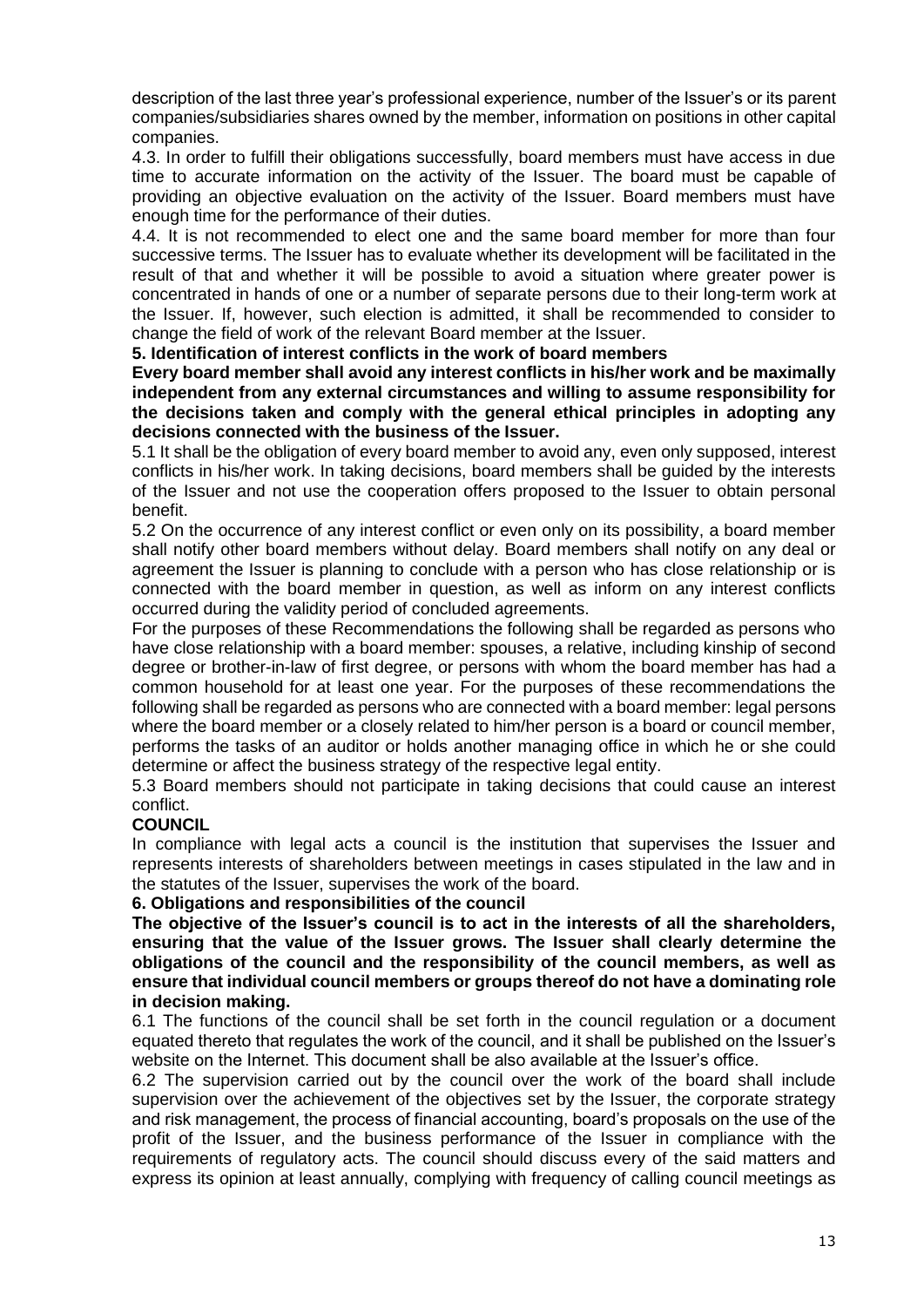description of the last three year's professional experience, number of the Issuer's or its parent companies/subsidiaries shares owned by the member, information on positions in other capital companies.

4.3. In order to fulfill their obligations successfully, board members must have access in due time to accurate information on the activity of the Issuer. The board must be capable of providing an objective evaluation on the activity of the Issuer. Board members must have enough time for the performance of their duties.

4.4. It is not recommended to elect one and the same board member for more than four successive terms. The Issuer has to evaluate whether its development will be facilitated in the result of that and whether it will be possible to avoid a situation where greater power is concentrated in hands of one or a number of separate persons due to their long-term work at the Issuer. If, however, such election is admitted, it shall be recommended to consider to change the field of work of the relevant Board member at the Issuer.

**5. Identification of interest conflicts in the work of board members**

**Every board member shall avoid any interest conflicts in his/her work and be maximally independent from any external circumstances and willing to assume responsibility for the decisions taken and comply with the general ethical principles in adopting any decisions connected with the business of the Issuer.**

5.1 It shall be the obligation of every board member to avoid any, even only supposed, interest conflicts in his/her work. In taking decisions, board members shall be guided by the interests of the Issuer and not use the cooperation offers proposed to the Issuer to obtain personal benefit.

5.2 On the occurrence of any interest conflict or even only on its possibility, a board member shall notify other board members without delay. Board members shall notify on any deal or agreement the Issuer is planning to conclude with a person who has close relationship or is connected with the board member in question, as well as inform on any interest conflicts occurred during the validity period of concluded agreements.

For the purposes of these Recommendations the following shall be regarded as persons who have close relationship with a board member: spouses, a relative, including kinship of second degree or brother-in-law of first degree, or persons with whom the board member has had a common household for at least one year. For the purposes of these recommendations the following shall be regarded as persons who are connected with a board member: legal persons where the board member or a closely related to him/her person is a board or council member, performs the tasks of an auditor or holds another managing office in which he or she could determine or affect the business strategy of the respective legal entity.

5.3 Board members should not participate in taking decisions that could cause an interest conflict.

**COUNCIL**

In compliance with legal acts a council is the institution that supervises the Issuer and represents interests of shareholders between meetings in cases stipulated in the law and in the statutes of the Issuer, supervises the work of the board.

**6. Obligations and responsibilities of the council**

**The objective of the Issuer's council is to act in the interests of all the shareholders, ensuring that the value of the Issuer grows. The Issuer shall clearly determine the obligations of the council and the responsibility of the council members, as well as ensure that individual council members or groups thereof do not have a dominating role in decision making.**

6.1 The functions of the council shall be set forth in the council regulation or a document equated thereto that regulates the work of the council, and it shall be published on the Issuer's website on the Internet. This document shall be also available at the Issuer's office.

6.2 The supervision carried out by the council over the work of the board shall include supervision over the achievement of the objectives set by the Issuer, the corporate strategy and risk management, the process of financial accounting, board's proposals on the use of the profit of the Issuer, and the business performance of the Issuer in compliance with the requirements of regulatory acts. The council should discuss every of the said matters and express its opinion at least annually, complying with frequency of calling council meetings as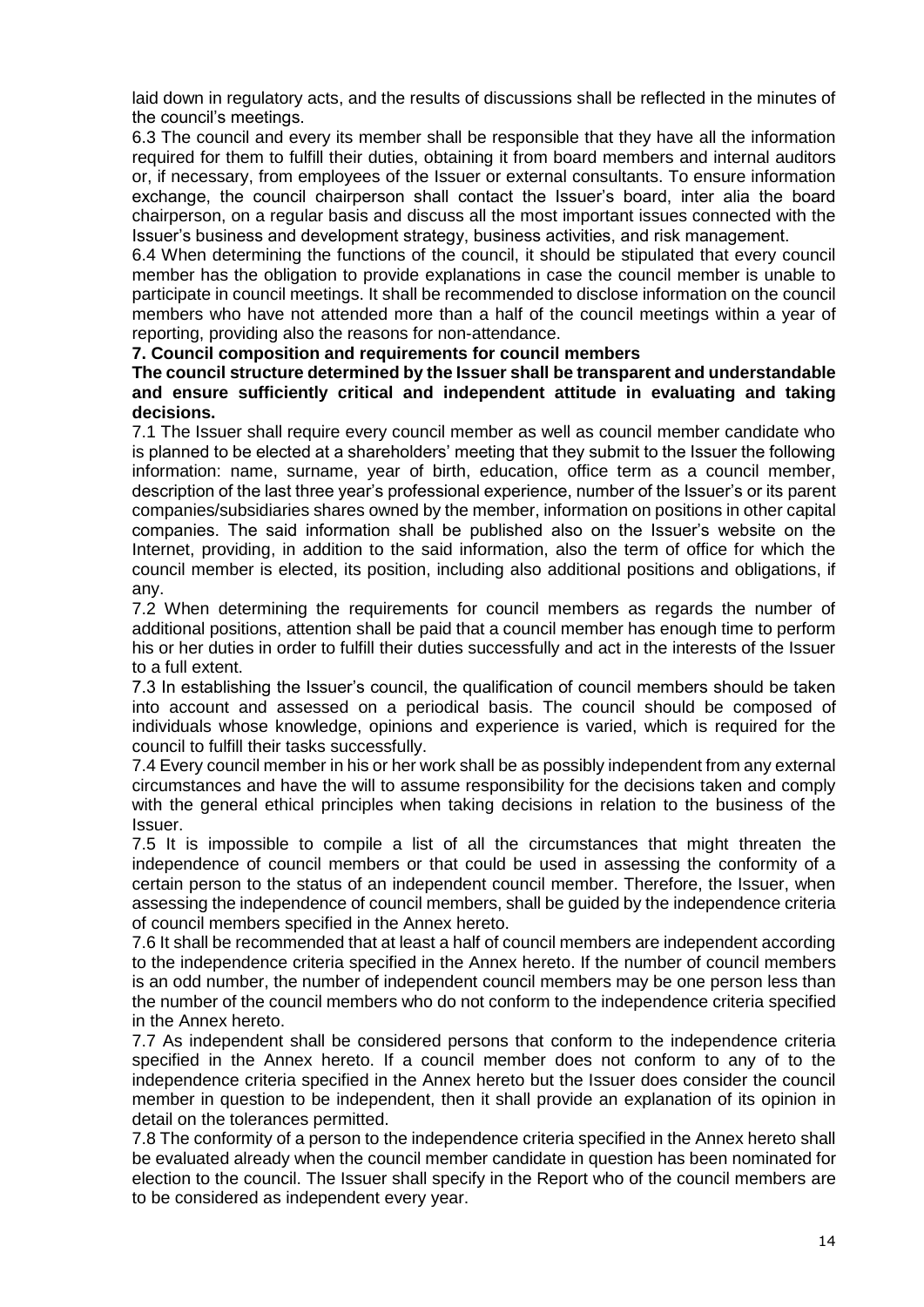laid down in regulatory acts, and the results of discussions shall be reflected in the minutes of the council's meetings.

6.3 The council and every its member shall be responsible that they have all the information required for them to fulfill their duties, obtaining it from board members and internal auditors or, if necessary, from employees of the Issuer or external consultants. To ensure information exchange, the council chairperson shall contact the Issuer's board, inter alia the board chairperson, on a regular basis and discuss all the most important issues connected with the Issuer's business and development strategy, business activities, and risk management.

6.4 When determining the functions of the council, it should be stipulated that every council member has the obligation to provide explanations in case the council member is unable to participate in council meetings. It shall be recommended to disclose information on the council members who have not attended more than a half of the council meetings within a year of reporting, providing also the reasons for non-attendance.

**7. Council composition and requirements for council members**

**The council structure determined by the Issuer shall be transparent and understandable and ensure sufficiently critical and independent attitude in evaluating and taking decisions.**

7.1 The Issuer shall require every council member as well as council member candidate who is planned to be elected at a shareholders' meeting that they submit to the Issuer the following information: name, surname, year of birth, education, office term as a council member, description of the last three year's professional experience, number of the Issuer's or its parent companies/subsidiaries shares owned by the member, information on positions in other capital companies. The said information shall be published also on the Issuer's website on the Internet, providing, in addition to the said information, also the term of office for which the council member is elected, its position, including also additional positions and obligations, if any.

7.2 When determining the requirements for council members as regards the number of additional positions, attention shall be paid that a council member has enough time to perform his or her duties in order to fulfill their duties successfully and act in the interests of the Issuer to a full extent.

7.3 In establishing the Issuer's council, the qualification of council members should be taken into account and assessed on a periodical basis. The council should be composed of individuals whose knowledge, opinions and experience is varied, which is required for the council to fulfill their tasks successfully.

7.4 Every council member in his or her work shall be as possibly independent from any external circumstances and have the will to assume responsibility for the decisions taken and comply with the general ethical principles when taking decisions in relation to the business of the Issuer.

7.5 It is impossible to compile a list of all the circumstances that might threaten the independence of council members or that could be used in assessing the conformity of a certain person to the status of an independent council member. Therefore, the Issuer, when assessing the independence of council members, shall be guided by the independence criteria of council members specified in the Annex hereto.

7.6 It shall be recommended that at least a half of council members are independent according to the independence criteria specified in the Annex hereto. If the number of council members is an odd number, the number of independent council members may be one person less than the number of the council members who do not conform to the independence criteria specified in the Annex hereto.

7.7 As independent shall be considered persons that conform to the independence criteria specified in the Annex hereto. If a council member does not conform to any of to the independence criteria specified in the Annex hereto but the Issuer does consider the council member in question to be independent, then it shall provide an explanation of its opinion in detail on the tolerances permitted.

7.8 The conformity of a person to the independence criteria specified in the Annex hereto shall be evaluated already when the council member candidate in question has been nominated for election to the council. The Issuer shall specify in the Report who of the council members are to be considered as independent every year.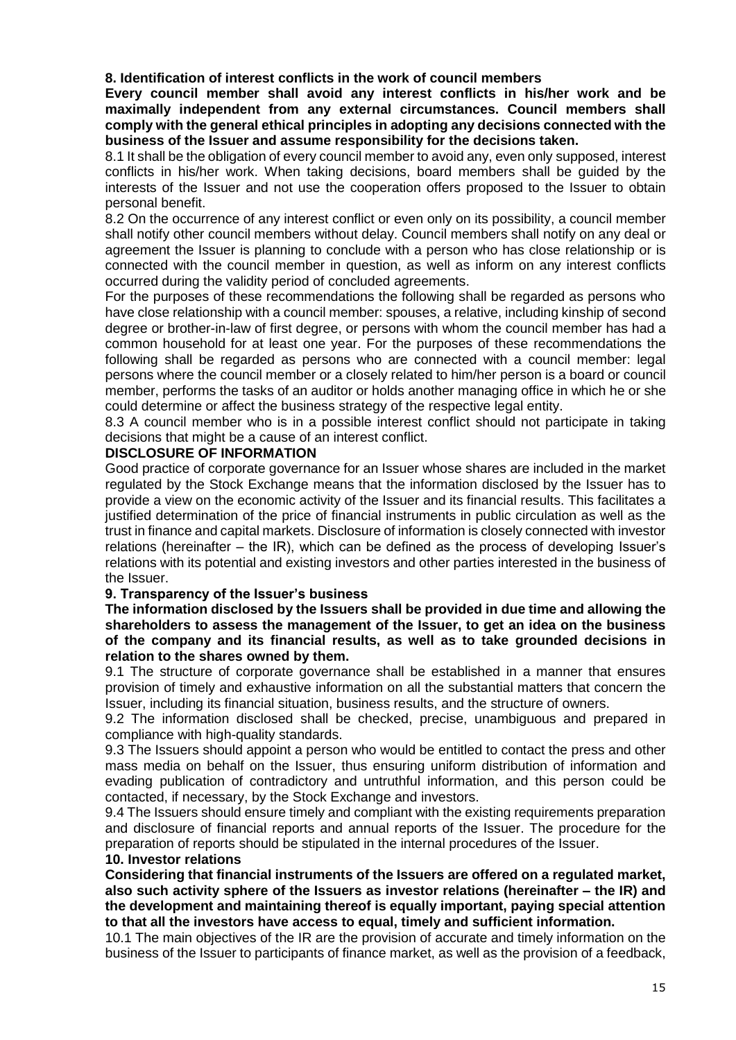## 8. Identification of interest conflicts in the work of council members

**Every council member shall avoid any interest conflicts in his/her work and be maximally independent from any external circumstances. Council members shall comply with the general ethical principles in adopting any decisions connected with the business of the Issuer and assume responsibility for the decisions taken.**

8.1 It shall be the obligation of every council member to avoid any, even only supposed, interest conflicts in his/her work. When taking decisions, board members shall be guided by the interests of the Issuer and not use the cooperation offers proposed to the Issuer to obtain personal benefit.

8.2 On the occurrence of any interest conflict or even only on its possibility, a council member shall notify other council members without delay. Council members shall notify on any deal or agreement the Issuer is planning to conclude with a person who has close relationship or is connected with the council member in question, as well as inform on any interest conflicts occurred during the validity period of concluded agreements.

For the purposes of these recommendations the following shall be regarded as persons who have close relationship with a council member: spouses, a relative, including kinship of second degree or brother-in-law of first degree, or persons with whom the council member has had a common household for at least one year. For the purposes of these recommendations the following shall be regarded as persons who are connected with a council member: legal persons where the council member or a closely related to him/her person is a board or council member, performs the tasks of an auditor or holds another managing office in which he or she could determine or affect the business strategy of the respective legal entity.

8.3 A council member who is in a possible interest conflict should not participate in taking decisions that might be a cause of an interest conflict.

## DISCLOSURE OF INFORMATION

Good practice of corporate governance for an Issuer whose shares are included in the market regulated by the Stock Exchange means that the information disclosed by the Issuer has to provide a view on the economic activity of the Issuer and its financial results. This facilitates a justified determination of the price of financial instruments in public circulation as well as the trust in finance and capital markets. Disclosure of information is closely connected with investor relations (hereinafter – the IR), which can be defined as the process of developing Issuer's relations with its potential and existing investors and other parties interested in the business of the Issuer.

## 9. Transparency of the Issuer's business

**The information disclosed by the Issuers shall be provided in due time and allowing the shareholders to assess the management of the Issuer, to get an idea on the business of the company and its financial results, as well as to take grounded decisions in relation to the shares owned by them.**

9.1 The structure of corporate governance shall be established in a manner that ensures provision of timely and exhaustive information on all the substantial matters that concern the Issuer, including its financial situation, business results, and the structure of owners.

9.2 The information disclosed shall be checked, precise, unambiguous and prepared in compliance with high-quality standards.

9.3 The Issuers should appoint a person who would be entitled to contact the press and other mass media on behalf on the Issuer, thus ensuring uniform distribution of information and evading publication of contradictory and untruthful information, and this person could be contacted, if necessary, by the Stock Exchange and investors.

9.4 The Issuers should ensure timely and compliant with the existing requirements preparation and disclosure of financial reports and annual reports of the Issuer. The procedure for the preparation of reports should be stipulated in the internal procedures of the Issuer.

## 10. Investor relations

**Considering that financial instruments of the Issuers are offered on a regulated market, also such activity sphere of the Issuers as investor relations (hereinafter – the IR) and the development and maintaining thereof is equally important, paying special attention to that all the investors have access to equal, timely and sufficient information.**

10.1 The main objectives of the IR are the provision of accurate and timely information on the business of the Issuer to participants of finance market, as well as the provision of a feedback,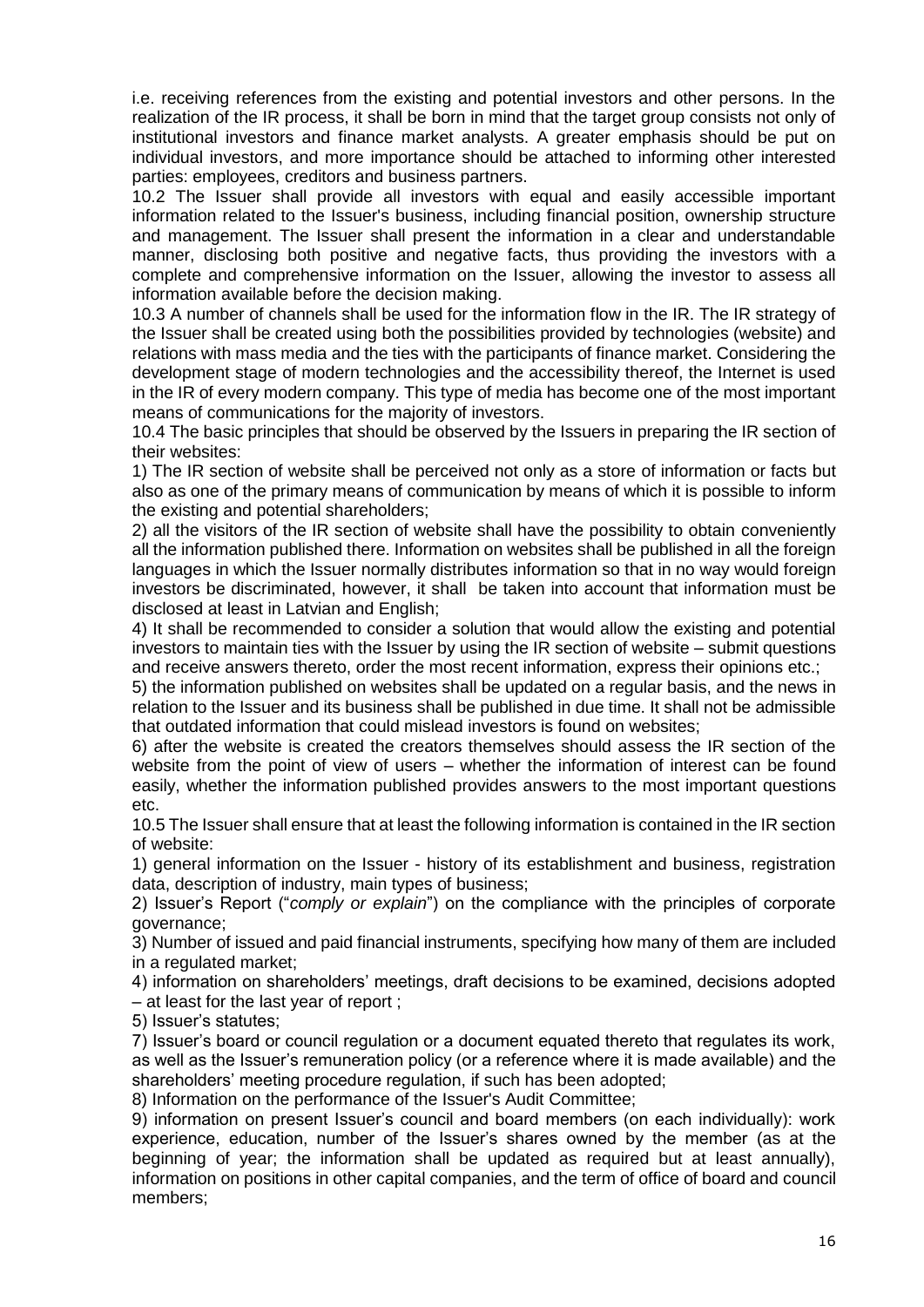i.e. receiving references from the existing and potential investors and other persons. In the realization of the IR process, it shall be born in mind that the target group consists not only of institutional investors and finance market analysts. A greater emphasis should be put on individual investors, and more importance should be attached to informing other interested parties: employees, creditors and business partners.

10.2 The Issuer shall provide all investors with equal and easily accessible important information related to the Issuer's business, including financial position, ownership structure and management. The Issuer shall present the information in a clear and understandable manner, disclosing both positive and negative facts, thus providing the investors with a complete and comprehensive information on the Issuer, allowing the investor to assess all information available before the decision making.

10.3 A number of channels shall be used for the information flow in the IR. The IR strategy of the Issuer shall be created using both the possibilities provided by technologies (website) and relations with mass media and the ties with the participants of finance market. Considering the development stage of modern technologies and the accessibility thereof, the Internet is used in the IR of every modern company. This type of media has become one of the most important means of communications for the majority of investors.

10.4 The basic principles that should be observed by the Issuers in preparing the IR section of their websites:

1) The IR section of website shall be perceived not only as a store of information or facts but also as one of the primary means of communication by means of which it is possible to inform the existing and potential shareholders;

2) all the visitors of the IR section of website shall have the possibility to obtain conveniently all the information published there. Information on websites shall be published in all the foreign languages in which the Issuer normally distributes information so that in no way would foreign investors be discriminated, however, it shall be taken into account that information must be disclosed at least in Latvian and English;

4) It shall be recommended to consider a solution that would allow the existing and potential investors to maintain ties with the Issuer by using the IR section of website – submit questions and receive answers thereto, order the most recent information, express their opinions etc.;

5) the information published on websites shall be updated on a regular basis, and the news in relation to the Issuer and its business shall be published in due time. It shall not be admissible that outdated information that could mislead investors is found on websites;

6) after the website is created the creators themselves should assess the IR section of the website from the point of view of users – whether the information of interest can be found easily, whether the information published provides answers to the most important questions etc.

10.5 The Issuer shall ensure that at least the following information is contained in the IR section of website:

1) general information on the Issuer - history of its establishment and business, registration data, description of industry, main types of business;

2) Issuer's Report ("*comply or explain*") on the compliance with the principles of corporate governance;

3) Number of issued and paid financial instruments, specifying how many of them are included in a regulated market;

4) information on shareholders' meetings, draft decisions to be examined, decisions adopted – at least for the last year of report ;

5) Issuer's statutes;

7) Issuer's board or council regulation or a document equated thereto that regulates its work, as well as the Issuer's remuneration policy (or a reference where it is made available) and the shareholders' meeting procedure regulation, if such has been adopted;

8) Information on the performance of the Issuer's Audit Committee;

9) information on present Issuer's council and board members (on each individually): work experience, education, number of the Issuer's shares owned by the member (as at the beginning of year; the information shall be updated as required but at least annually), information on positions in other capital companies, and the term of office of board and council members;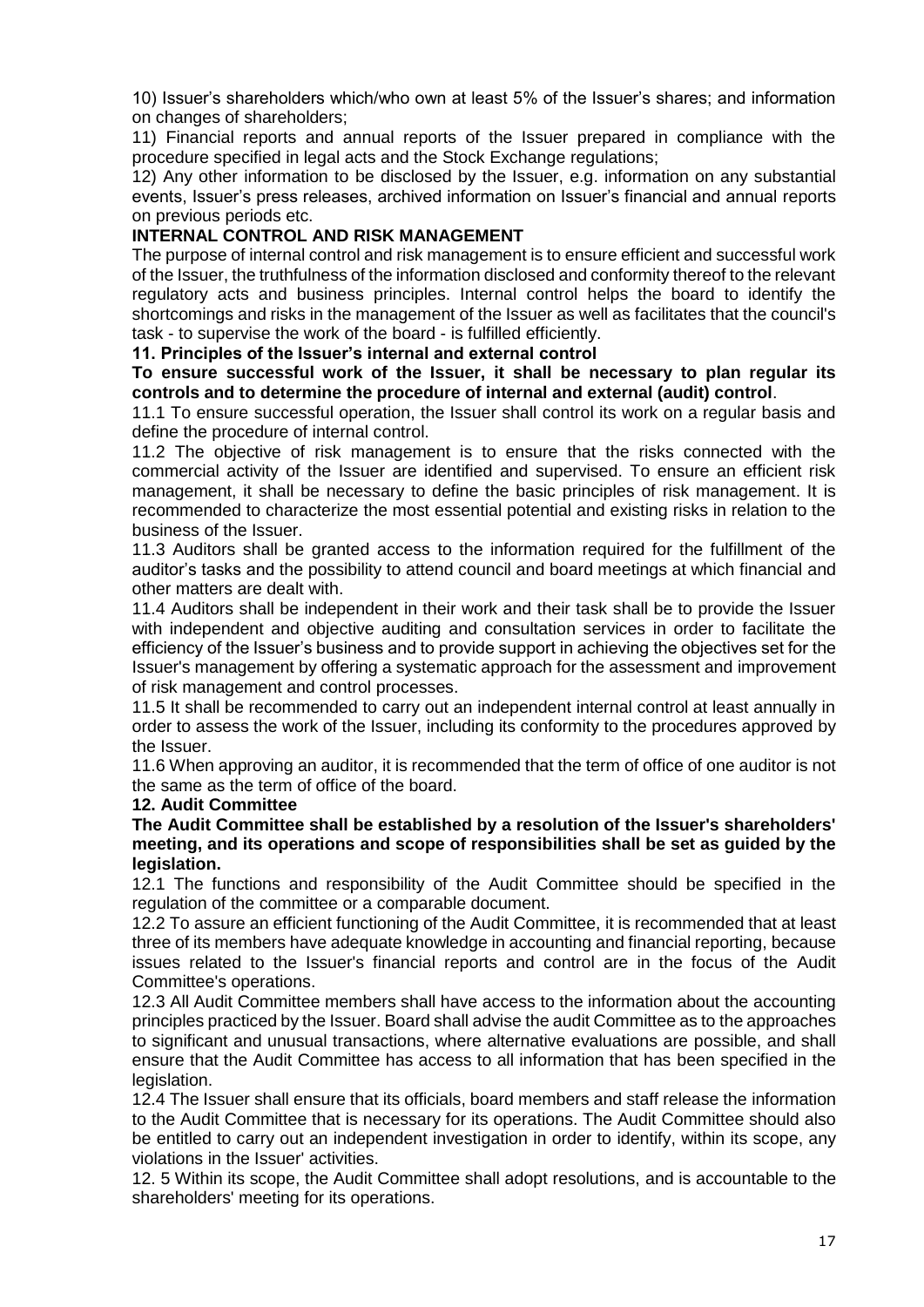10) Issuer's shareholders which/who own at least 5% of the Issuer's shares; and information on changes of shareholders;

11) Financial reports and annual reports of the Issuer prepared in compliance with the procedure specified in legal acts and the Stock Exchange regulations;

12) Any other information to be disclosed by the Issuer, e.g. information on any substantial events, Issuer's press releases, archived information on Issuer's financial and annual reports on previous periods etc.

## INTERNAL CONTROL AND RISK MANAGEMENT

The purpose of internal control and risk management is to ensure efficient and successful work of the Issuer, the truthfulness of the information disclosed and conformity thereof to the relevant regulatory acts and business principles. Internal control helps the board to identify the shortcomings and risks in the management of the Issuer as well as facilitates that the council's task - to supervise the work of the board - is fulfilled efficiently.

### 11. Principles of the Issuer's internal and external control

**To ensure successful work of the Issuer, it shall be necessary to plan regular its controls and to determine the procedure of internal and external (audit) control**.

11.1 To ensure successful operation, the Issuer shall control its work on a regular basis and define the procedure of internal control.

11.2 The objective of risk management is to ensure that the risks connected with the commercial activity of the Issuer are identified and supervised. To ensure an efficient risk management, it shall be necessary to define the basic principles of risk management. It is recommended to characterize the most essential potential and existing risks in relation to the business of the Issuer.

11.3 Auditors shall be granted access to the information required for the fulfillment of the auditor's tasks and the possibility to attend council and board meetings at which financial and other matters are dealt with.

11.4 Auditors shall be independent in their work and their task shall be to provide the Issuer with independent and objective auditing and consultation services in order to facilitate the efficiency of the Issuer's business and to provide support in achieving the objectives set for the Issuer's management by offering a systematic approach for the assessment and improvement of risk management and control processes.

11.5 It shall be recommended to carry out an independent internal control at least annually in order to assess the work of the Issuer, including its conformity to the procedures approved by the Issuer.

11.6 When approving an auditor, it is recommended that the term of office of one auditor is not the same as the term of office of the board.

### 12. Audit Committee

**The Audit Committee shall be established by a resolution of the Issuer's shareholders' meeting, and its operations and scope of responsibilities shall be set as guided by the legislation.**

12.1 The functions and responsibility of the Audit Committee should be specified in the regulation of the committee or a comparable document.

12.2 To assure an efficient functioning of the Audit Committee, it is recommended that at least three of its members have adequate knowledge in accounting and financial reporting, because issues related to the Issuer's financial reports and control are in the focus of the Audit Committee's operations.

12.3 All Audit Committee members shall have access to the information about the accounting principles practiced by the Issuer. Board shall advise the audit Committee as to the approaches to significant and unusual transactions, where alternative evaluations are possible, and shall ensure that the Audit Committee has access to all information that has been specified in the legislation.

12.4 The Issuer shall ensure that its officials, board members and staff release the information to the Audit Committee that is necessary for its operations. The Audit Committee should also be entitled to carry out an independent investigation in order to identify, within its scope, any violations in the Issuer' activities.

12. 5 Within its scope, the Audit Committee shall adopt resolutions, and is accountable to the shareholders' meeting for its operations.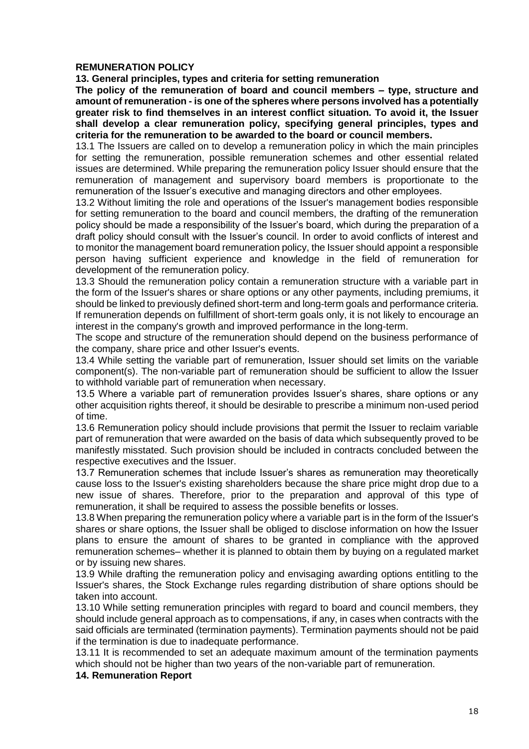**REMUNERATION POLICY**

**13. General principles, types and criteria for setting remuneration**

**The policy of the remuneration of board and council members – type, structure and amount of remuneration - is one of the spheres where persons involved has a potentially greater risk to find themselves in an interest conflict situation. To avoid it, the Issuer shall develop a clear remuneration policy, specifying general principles, types and criteria for the remuneration to be awarded to the board or council members.**

13.1 The Issuers are called on to develop a remuneration policy in which the main principles for setting the remuneration, possible remuneration schemes and other essential related issues are determined. While preparing the remuneration policy Issuer should ensure that the remuneration of management and supervisory board members is proportionate to the remuneration of the Issuer's executive and managing directors and other employees.

13.2 Without limiting the role and operations of the Issuer's management bodies responsible for setting remuneration to the board and council members, the drafting of the remuneration policy should be made a responsibility of the Issuer's board, which during the preparation of a draft policy should consult with the Issuer's council. In order to avoid conflicts of interest and to monitor the management board remuneration policy, the Issuer should appoint a responsible person having sufficient experience and knowledge in the field of remuneration for development of the remuneration policy.

13.3 Should the remuneration policy contain a remuneration structure with a variable part in the form of the Issuer's shares or share options or any other payments, including premiums, it should be linked to previously defined short-term and long-term goals and performance criteria. If remuneration depends on fulfillment of short-term goals only, it is not likely to encourage an interest in the company's growth and improved performance in the long-term.

The scope and structure of the remuneration should depend on the business performance of the company, share price and other Issuer's events.

13.4 While setting the variable part of remuneration, Issuer should set limits on the variable component(s). The non-variable part of remuneration should be sufficient to allow the Issuer to withhold variable part of remuneration when necessary.

13.5 Where a variable part of remuneration provides Issuer's shares, share options or any other acquisition rights thereof, it should be desirable to prescribe a minimum non-used period of time.

13.6 Remuneration policy should include provisions that permit the Issuer to reclaim variable part of remuneration that were awarded on the basis of data which subsequently proved to be manifestly misstated. Such provision should be included in contracts concluded between the respective executives and the Issuer.

13.7 Remuneration schemes that include Issuer's shares as remuneration may theoretically cause loss to the Issuer's existing shareholders because the share price might drop due to a new issue of shares. Therefore, prior to the preparation and approval of this type of remuneration, it shall be required to assess the possible benefits or losses.

13.8 When preparing the remuneration policy where a variable part is in the form of the Issuer's shares or share options, the Issuer shall be obliged to disclose information on how the Issuer plans to ensure the amount of shares to be granted in compliance with the approved remuneration schemes– whether it is planned to obtain them by buying on a regulated market or by issuing new shares.

13.9 While drafting the remuneration policy and envisaging awarding options entitling to the Issuer's shares, the Stock Exchange rules regarding distribution of share options should be taken into account.

13.10 While setting remuneration principles with regard to board and council members, they should include general approach as to compensations, if any, in cases when contracts with the said officials are terminated (termination payments). Termination payments should not be paid if the termination is due to inadequate performance.

13.11 It is recommended to set an adequate maximum amount of the termination payments which should not be higher than two years of the non-variable part of remuneration.

**14. Remuneration Report**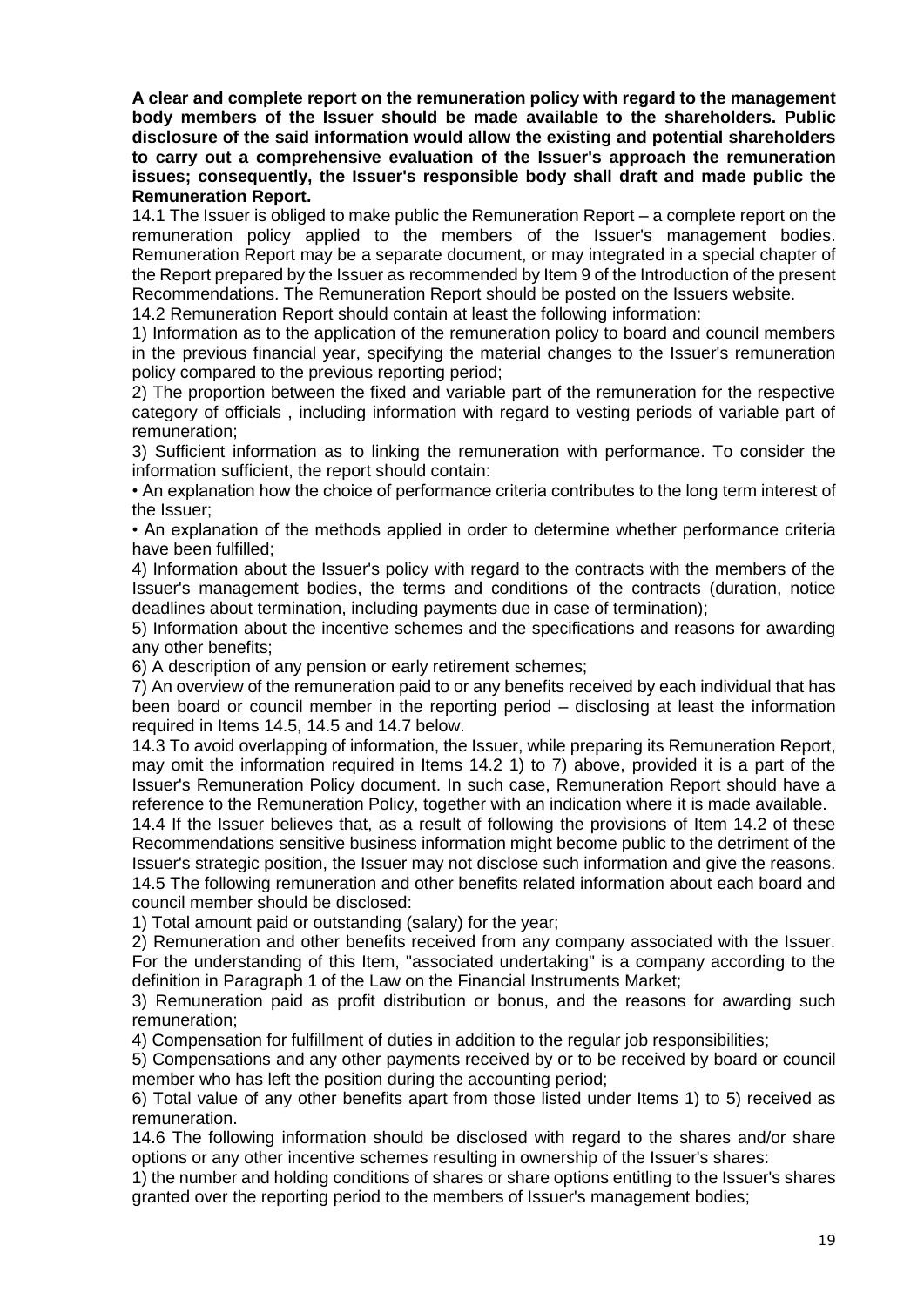**A clear and complete report on the remuneration policy with regard to the management body members of the Issuer should be made available to the shareholders. Public disclosure of the said information would allow the existing and potential shareholders to carry out a comprehensive evaluation of the Issuer's approach the remuneration issues; consequently, the Issuer's responsible body shall draft and made public the Remuneration Report.**

14.1 The Issuer is obliged to make public the Remuneration Report – a complete report on the remuneration policy applied to the members of the Issuer's management bodies. Remuneration Report may be a separate document, or may integrated in a special chapter of the Report prepared by the Issuer as recommended by Item 9 of the Introduction of the present Recommendations. The Remuneration Report should be posted on the Issuers website.

14.2 Remuneration Report should contain at least the following information:

1) Information as to the application of the remuneration policy to board and council members in the previous financial year, specifying the material changes to the Issuer's remuneration policy compared to the previous reporting period;

2) The proportion between the fixed and variable part of the remuneration for the respective category of officials , including information with regard to vesting periods of variable part of remuneration;

3) Sufficient information as to linking the remuneration with performance. To consider the information sufficient, the report should contain:

• An explanation how the choice of performance criteria contributes to the long term interest of the Issuer;

• An explanation of the methods applied in order to determine whether performance criteria have been fulfilled;

4) Information about the Issuer's policy with regard to the contracts with the members of the Issuer's management bodies, the terms and conditions of the contracts (duration, notice deadlines about termination, including payments due in case of termination);

5) Information about the incentive schemes and the specifications and reasons for awarding any other benefits;

6) A description of any pension or early retirement schemes;

7) An overview of the remuneration paid to or any benefits received by each individual that has been board or council member in the reporting period – disclosing at least the information required in Items 14.5, 14.5 and 14.7 below.

14.3 To avoid overlapping of information, the Issuer, while preparing its Remuneration Report, may omit the information required in Items 14.2 1) to 7) above, provided it is a part of the Issuer's Remuneration Policy document. In such case, Remuneration Report should have a reference to the Remuneration Policy, together with an indication where it is made available.

14.4 If the Issuer believes that, as a result of following the provisions of Item 14.2 of these Recommendations sensitive business information might become public to the detriment of the Issuer's strategic position, the Issuer may not disclose such information and give the reasons.

14.5 The following remuneration and other benefits related information about each board and council member should be disclosed:

1) Total amount paid or outstanding (salary) for the year;

2) Remuneration and other benefits received from any company associated with the Issuer. For the understanding of this Item, "associated undertaking" is a company according to the definition in Paragraph 1 of the Law on the Financial Instruments Market;

3) Remuneration paid as profit distribution or bonus, and the reasons for awarding such remuneration;

4) Compensation for fulfillment of duties in addition to the regular job responsibilities;

5) Compensations and any other payments received by or to be received by board or council member who has left the position during the accounting period;

6) Total value of any other benefits apart from those listed under Items 1) to 5) received as remuneration.

14.6 The following information should be disclosed with regard to the shares and/or share options or any other incentive schemes resulting in ownership of the Issuer's shares:

1) the number and holding conditions of shares or share options entitling to the Issuer's shares granted over the reporting period to the members of Issuer's management bodies;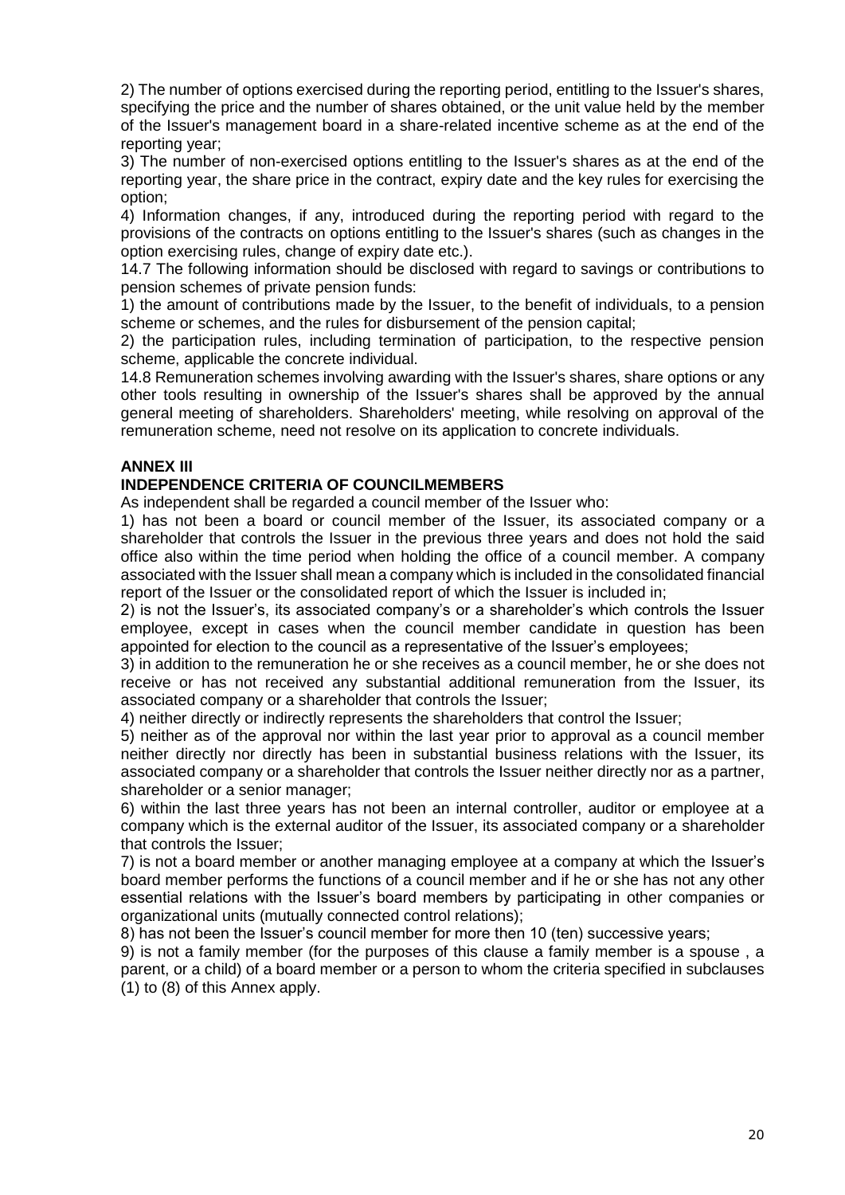2) The number of options exercised during the reporting period, entitling to the Issuer's shares, specifying the price and the number of shares obtained, or the unit value held by the member of the Issuer's management board in a share-related incentive scheme as at the end of the reporting year;

3) The number of non-exercised options entitling to the Issuer's shares as at the end of the reporting year, the share price in the contract, expiry date and the key rules for exercising the option;

4) Information changes, if any, introduced during the reporting period with regard to the provisions of the contracts on options entitling to the Issuer's shares (such as changes in the option exercising rules, change of expiry date etc.).

14.7 The following information should be disclosed with regard to savings or contributions to pension schemes of private pension funds:

1) the amount of contributions made by the Issuer, to the benefit of individuals, to a pension scheme or schemes, and the rules for disbursement of the pension capital;

2) the participation rules, including termination of participation, to the respective pension scheme, applicable the concrete individual.

14.8 Remuneration schemes involving awarding with the Issuer's shares, share options or any other tools resulting in ownership of the Issuer's shares shall be approved by the annual general meeting of shareholders. Shareholders' meeting, while resolving on approval of the remuneration scheme, need not resolve on its application to concrete individuals.

## ANNEX III

## INDEPENDENCE CRITERIA OF COUNCILMEMBERS

As independent shall be regarded a council member of the Issuer who:

1) has not been a board or council member of the Issuer, its associated company or a shareholder that controls the Issuer in the previous three years and does not hold the said office also within the time period when holding the office of a council member. A company associated with the Issuer shall mean a company which is included in the consolidated financial report of the Issuer or the consolidated report of which the Issuer is included in;

2) is not the Issuer's, its associated company's or a shareholder's which controls the Issuer employee, except in cases when the council member candidate in question has been appointed for election to the council as a representative of the Issuer's employees;

3) in addition to the remuneration he or she receives as a council member, he or she does not receive or has not received any substantial additional remuneration from the Issuer, its associated company or a shareholder that controls the Issuer;

4) neither directly or indirectly represents the shareholders that control the Issuer;

5) neither as of the approval nor within the last year prior to approval as a council member neither directly nor directly has been in substantial business relations with the Issuer, its associated company or a shareholder that controls the Issuer neither directly nor as a partner, shareholder or a senior manager;

6) within the last three years has not been an internal controller, auditor or employee at a company which is the external auditor of the Issuer, its associated company or a shareholder that controls the Issuer;

7) is not a board member or another managing employee at a company at which the Issuer's board member performs the functions of a council member and if he or she has not any other essential relations with the Issuer's board members by participating in other companies or organizational units (mutually connected control relations);

8) has not been the Issuer's council member for more then 10 (ten) successive years;

9) is not a family member (for the purposes of this clause a family member is a spouse , a parent, or a child) of a board member or a person to whom the criteria specified in subclauses (1) to (8) of this Annex apply.